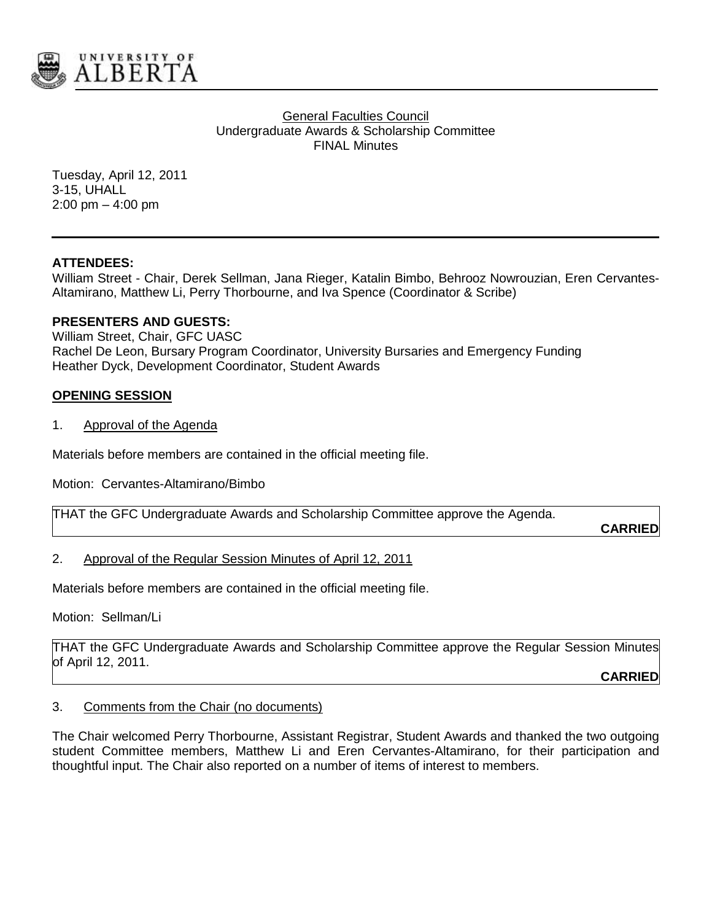UNIVERSITY OF ALBERTA

General Faculties Council
Undergraduate Awards & Scholarship Committee
FINAL Minutes

Tuesday, April 12, 2011
3-15, UHALL
2:00 pm – 4:00 pm

**ATTENDEES:**
William Street - Chair, Derek Sellman, Jana Rieger, Katalin Bimbo, Behrooz Nowrouzian, Eren Cervantes-Altamirano, Matthew Li, Perry Thorbourne, and Iva Spence (Coordinator & Scribe)

**PRESENTERS AND GUESTS:**
William Street, Chair, GFC UASC
Rachel De Leon, Bursary Program Coordinator, University Bursaries and Emergency Funding
Heather Dyck, Development Coordinator, Student Awards

## OPENING SESSION

1. Approval of the Agenda

Materials before members are contained in the official meeting file.

Motion: Cervantes-Altamirano/Bimbo

THAT the GFC Undergraduate Awards and Scholarship Committee approve the Agenda.

**CARRIED**

2. Approval of the Regular Session Minutes of April 12, 2011

Materials before members are contained in the official meeting file.

Motion: Sellman/Li

THAT the GFC Undergraduate Awards and Scholarship Committee approve the Regular Session Minutes of April 12, 2011.

**CARRIED**

3. Comments from the Chair (no documents)

The Chair welcomed Perry Thorbourne, Assistant Registrar, Student Awards and thanked the two outgoing student Committee members, Matthew Li and Eren Cervantes-Altamirano, for their participation and thoughtful input. The Chair also reported on a number of items of interest to members.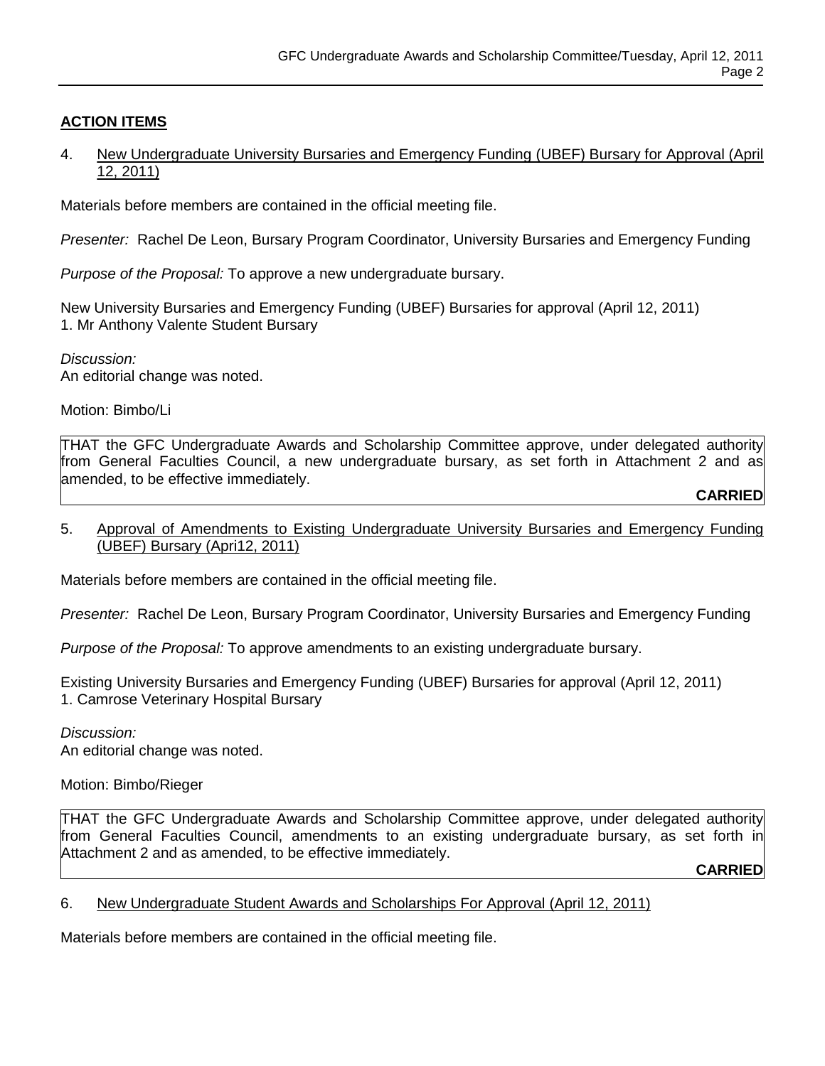## ACTION ITEMS

4. New Undergraduate University Bursaries and Emergency Funding (UBEF) Bursary for Approval (April 12, 2011)

Materials before members are contained in the official meeting file.

*Presenter:* Rachel De Leon, Bursary Program Coordinator, University Bursaries and Emergency Funding

*Purpose of the Proposal:* To approve a new undergraduate bursary.

New University Bursaries and Emergency Funding (UBEF) Bursaries for approval (April 12, 2011)
1. Mr Anthony Valente Student Bursary

*Discussion:*
An editorial change was noted.

Motion: Bimbo/Li

THAT the GFC Undergraduate Awards and Scholarship Committee approve, under delegated authority from General Faculties Council, a new undergraduate bursary, as set forth in Attachment 2 and as amended, to be effective immediately.

**CARRIED**

5. Approval of Amendments to Existing Undergraduate University Bursaries and Emergency Funding (UBEF) Bursary (Apri12, 2011)

Materials before members are contained in the official meeting file.

*Presenter:* Rachel De Leon, Bursary Program Coordinator, University Bursaries and Emergency Funding

*Purpose of the Proposal:* To approve amendments to an existing undergraduate bursary.

Existing University Bursaries and Emergency Funding (UBEF) Bursaries for approval (April 12, 2011)
1. Camrose Veterinary Hospital Bursary

*Discussion:*
An editorial change was noted.

Motion: Bimbo/Rieger

THAT the GFC Undergraduate Awards and Scholarship Committee approve, under delegated authority from General Faculties Council, amendments to an existing undergraduate bursary, as set forth in Attachment 2 and as amended, to be effective immediately.

**CARRIED**

6. New Undergraduate Student Awards and Scholarships For Approval (April 12, 2011)

Materials before members are contained in the official meeting file.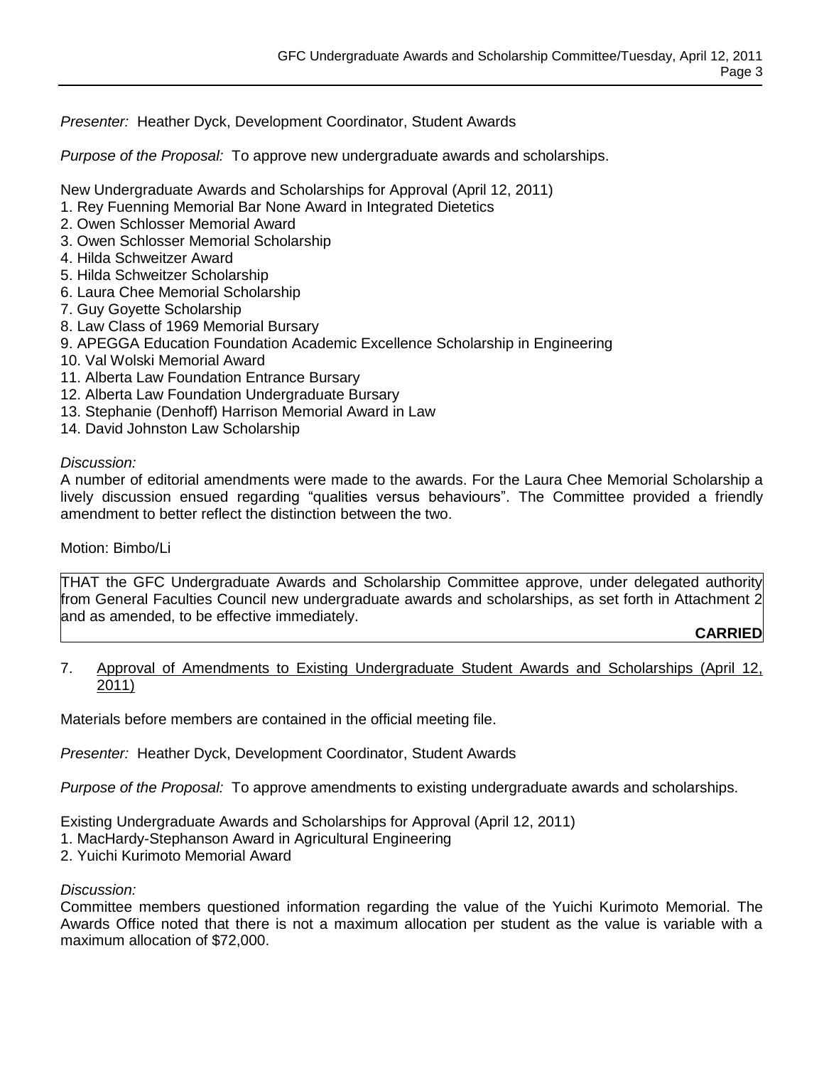*Presenter:* Heather Dyck, Development Coordinator, Student Awards

*Purpose of the Proposal:* To approve new undergraduate awards and scholarships.

New Undergraduate Awards and Scholarships for Approval (April 12, 2011)

1. Rey Fuenning Memorial Bar None Award in Integrated Dietetics
2. Owen Schlosser Memorial Award
3. Owen Schlosser Memorial Scholarship
4. Hilda Schweitzer Award
5. Hilda Schweitzer Scholarship
6. Laura Chee Memorial Scholarship
7. Guy Goyette Scholarship
8. Law Class of 1969 Memorial Bursary
9. APEGGA Education Foundation Academic Excellence Scholarship in Engineering
10. Val Wolski Memorial Award
11. Alberta Law Foundation Entrance Bursary
12. Alberta Law Foundation Undergraduate Bursary
13. Stephanie (Denhoff) Harrison Memorial Award in Law
14. David Johnston Law Scholarship

*Discussion:*
A number of editorial amendments were made to the awards. For the Laura Chee Memorial Scholarship a lively discussion ensued regarding "qualities versus behaviours". The Committee provided a friendly amendment to better reflect the distinction between the two.

Motion: Bimbo/Li

THAT the GFC Undergraduate Awards and Scholarship Committee approve, under delegated authority from General Faculties Council new undergraduate awards and scholarships, as set forth in Attachment 2 and as amended, to be effective immediately.

**CARRIED**

7. Approval of Amendments to Existing Undergraduate Student Awards and Scholarships (April 12, 2011)

Materials before members are contained in the official meeting file.

*Presenter:* Heather Dyck, Development Coordinator, Student Awards

*Purpose of the Proposal:* To approve amendments to existing undergraduate awards and scholarships.

Existing Undergraduate Awards and Scholarships for Approval (April 12, 2011)

1. MacHardy-Stephanson Award in Agricultural Engineering
2. Yuichi Kurimoto Memorial Award

*Discussion:*
Committee members questioned information regarding the value of the Yuichi Kurimoto Memorial. The Awards Office noted that there is not a maximum allocation per student as the value is variable with a maximum allocation of $72,000.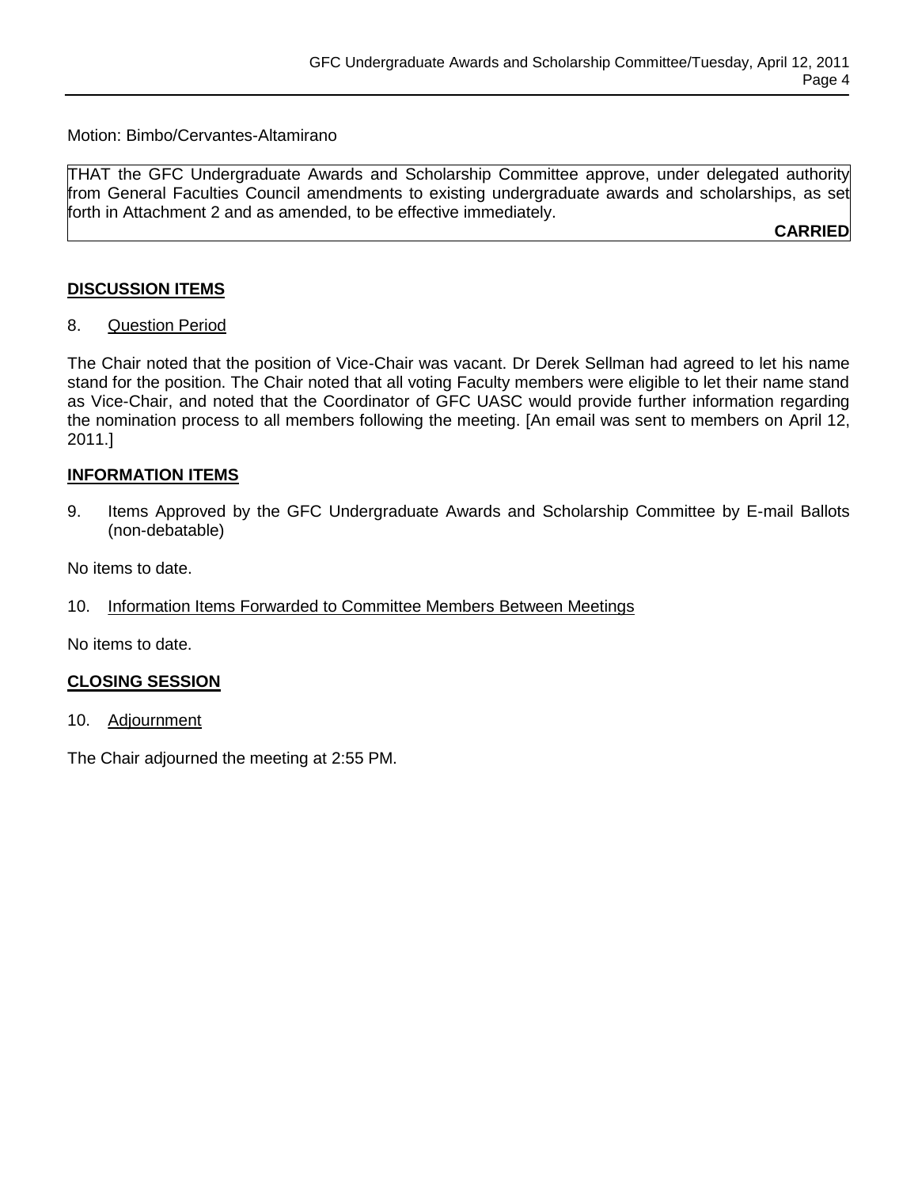Motion: Bimbo/Cervantes-Altamirano

THAT the GFC Undergraduate Awards and Scholarship Committee approve, under delegated authority from General Faculties Council amendments to existing undergraduate awards and scholarships, as set forth in Attachment 2 and as amended, to be effective immediately.

**CARRIED**

## DISCUSSION ITEMS

8. Question Period

The Chair noted that the position of Vice-Chair was vacant. Dr Derek Sellman had agreed to let his name stand for the position. The Chair noted that all voting Faculty members were eligible to let their name stand as Vice-Chair, and noted that the Coordinator of GFC UASC would provide further information regarding the nomination process to all members following the meeting. [An email was sent to members on April 12, 2011.]

## INFORMATION ITEMS

9. Items Approved by the GFC Undergraduate Awards and Scholarship Committee by E-mail Ballots (non-debatable)

No items to date.

10. Information Items Forwarded to Committee Members Between Meetings

No items to date.

## CLOSING SESSION

10. Adjournment

The Chair adjourned the meeting at 2:55 PM.